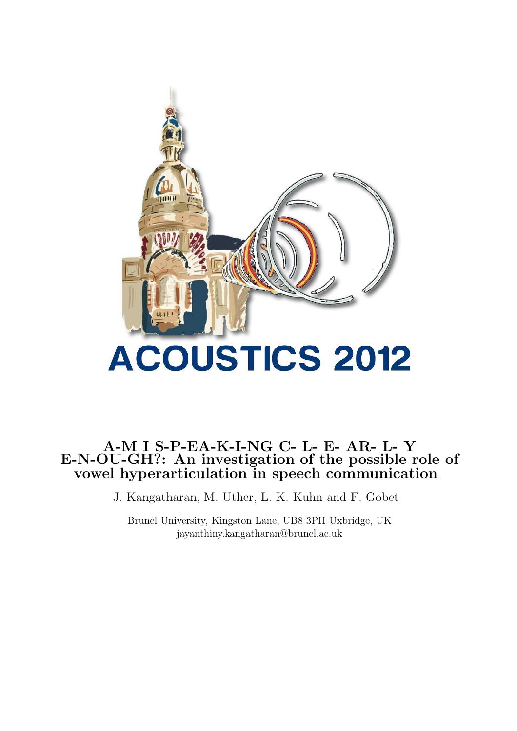ACOUSTICS 2012

# A-M I S-P-EA-K-I-NG C- L- E- AR- L- Y E-N-OU-GH?: An investigation of the possible role of vowel hyperarticulation in speech communication

J. Kangatharan, M. Uther, L. K. Kuhn and F. Gobet

Brunel University, Kingston Lane, UB8 3PH Uxbridge, UK
jayanthiny.kangatharan@brunel.ac.uk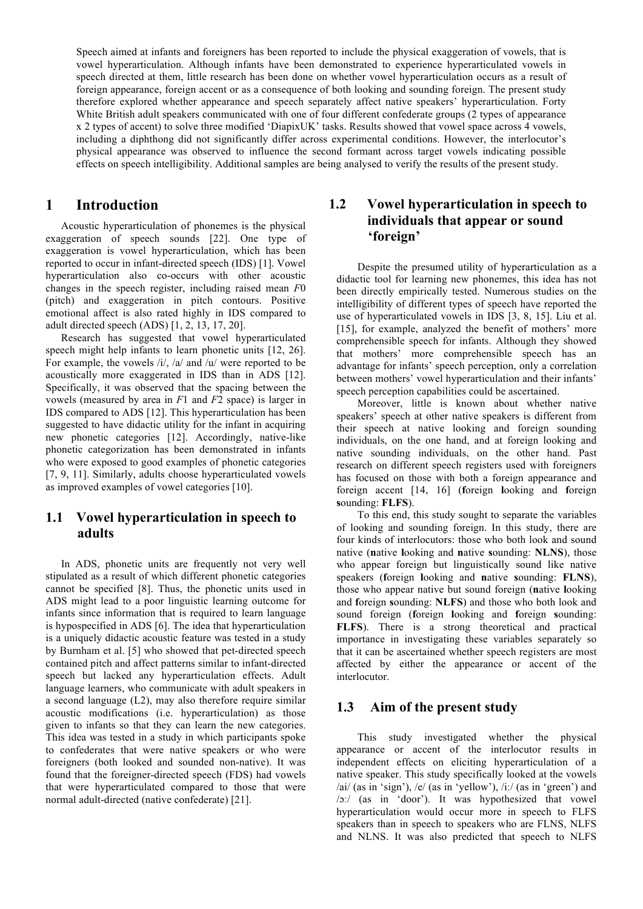Speech aimed at infants and foreigners has been reported to include the physical exaggeration of vowels, that is vowel hyperarticulation. Although infants have been demonstrated to experience hyperarticulated vowels in speech directed at them, little research has been done on whether vowel hyperarticulation occurs as a result of foreign appearance, foreign accent or as a consequence of both looking and sounding foreign. The present study therefore explored whether appearance and speech separately affect native speakers' hyperarticulation. Forty White British adult speakers communicated with one of four different confederate groups (2 types of appearance x 2 types of accent) to solve three modified 'DiapixUK' tasks. Results showed that vowel space across 4 vowels, including a diphthong did not significantly differ across experimental conditions. However, the interlocutor's physical appearance was observed to influence the second formant across target vowels indicating possible effects on speech intelligibility. Additional samples are being analysed to verify the results of the present study.

# 1 Introduction

Acoustic hyperarticulation of phonemes is the physical exaggeration of speech sounds [22]. One type of exaggeration is vowel hyperarticulation, which has been reported to occur in infant-directed speech (IDS) [1]. Vowel hyperarticulation also co-occurs with other acoustic changes in the speech register, including raised mean $F0$ (pitch) and exaggeration in pitch contours. Positive emotional affect is also rated highly in IDS compared to adult directed speech (ADS) [1, 2, 13, 17, 20].

Research has suggested that vowel hyperarticulated speech might help infants to learn phonetic units [12, 26]. For example, the vowels /i/, /a/ and /u/ were reported to be acoustically more exaggerated in IDS than in ADS [12]. Specifically, it was observed that the spacing between the vowels (measured by area in $F1$ and $F2$ space) is larger in IDS compared to ADS [12]. This hyperarticulation has been suggested to have didactic utility for the infant in acquiring new phonetic categories [12]. Accordingly, native-like phonetic categorization has been demonstrated in infants who were exposed to good examples of phonetic categories [7, 9, 11]. Similarly, adults choose hyperarticulated vowels as improved examples of vowel categories [10].

## 1.1 Vowel hyperarticulation in speech to adults

In ADS, phonetic units are frequently not very well stipulated as a result of which different phonetic categories cannot be specified [8]. Thus, the phonetic units used in ADS might lead to a poor linguistic learning outcome for infants since information that is required to learn language is hypospecified in ADS [6]. The idea that hyperarticulation is a uniquely didactic acoustic feature was tested in a study by Burnham et al. [5] who showed that pet-directed speech contained pitch and affect patterns similar to infant-directed speech but lacked any hyperarticulation effects. Adult language learners, who communicate with adult speakers in a second language (L2), may also therefore require similar acoustic modifications (i.e. hyperarticulation) as those given to infants so that they can learn the new categories. This idea was tested in a study in which participants spoke to confederates that were native speakers or who were foreigners (both looked and sounded non-native). It was found that the foreigner-directed speech (FDS) had vowels that were hyperarticulated compared to those that were normal adult-directed (native confederate) [21].

## 1.2 Vowel hyperarticulation in speech to individuals that appear or sound 'foreign'

Despite the presumed utility of hyperarticulation as a didactic tool for learning new phonemes, this idea has not been directly empirically tested. Numerous studies on the intelligibility of different types of speech have reported the use of hyperarticulated vowels in IDS [3, 8, 15]. Liu et al. [15], for example, analyzed the benefit of mothers' more comprehensible speech for infants. Although they showed that mothers' more comprehensible speech has an advantage for infants' speech perception, only a correlation between mothers' vowel hyperarticulation and their infants' speech perception capabilities could be ascertained.

Moreover, little is known about whether native speakers' speech at other native speakers is different from their speech at native looking and foreign sounding individuals, on the one hand, and at foreign looking and native sounding individuals, on the other hand. Past research on different speech registers used with foreigners has focused on those with both a foreign appearance and foreign accent [14, 16] (**f**oreign **l**ooking and **f**oreign **s**ounding: **FLFS**).

To this end, this study sought to separate the variables of looking and sounding foreign. In this study, there are four kinds of interlocutors: those who both look and sound native (**n**ative **l**ooking and **n**ative **s**ounding: **NLNS**), those who appear foreign but linguistically sound like native speakers (**f**oreign **l**ooking and **n**ative **s**ounding: **FLNS**), those who appear native but sound foreign (**n**ative **l**ooking and **f**oreign **s**ounding: **NLFS**) and those who both look and sound foreign (**f**oreign **l**ooking and **f**oreign **s**ounding: **FLFS**). There is a strong theoretical and practical importance in investigating these variables separately so that it can be ascertained whether speech registers are most affected by either the appearance or accent of the interlocutor.

## 1.3 Aim of the present study

This study investigated whether the physical appearance or accent of the interlocutor results in independent effects on eliciting hyperarticulation of a native speaker. This study specifically looked at the vowels /ai/ (as in 'sign'), /e/ (as in 'yellow'), /iː/ (as in 'green') and /ɔː/ (as in 'door'). It was hypothesized that vowel hyperarticulation would occur more in speech to FLFS speakers than in speech to speakers who are FLNS, NLFS and NLNS. It was also predicted that speech to NLFS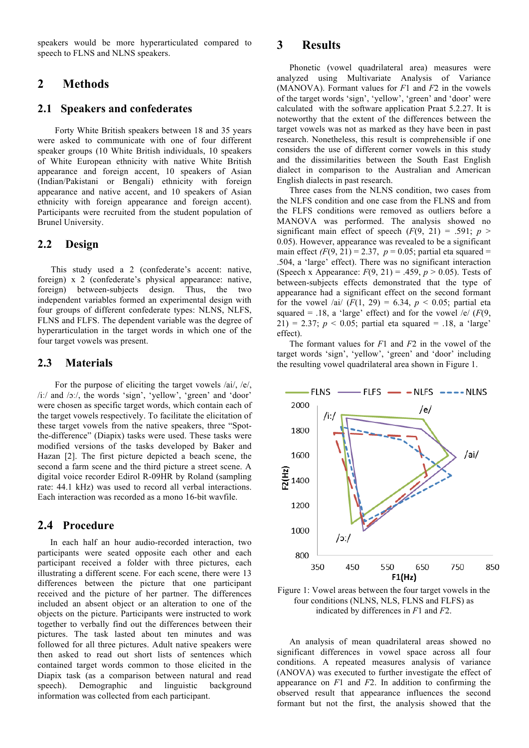speakers would be more hyperarticulated compared to speech to FLNS and NLNS speakers.

## 2 Methods

### 2.1 Speakers and confederates

Forty White British speakers between 18 and 35 years were asked to communicate with one of four different speaker groups (10 White British individuals, 10 speakers of White European ethnicity with native White British appearance and foreign accent, 10 speakers of Asian (Indian/Pakistani or Bengali) ethnicity with foreign appearance and native accent, and 10 speakers of Asian ethnicity with foreign appearance and foreign accent). Participants were recruited from the student population of Brunel University.

### 2.2 Design

This study used a 2 (confederate's accent: native, foreign) x 2 (confederate's physical appearance: native, foreign) between-subjects design. Thus, the two independent variables formed an experimental design with four groups of different confederate types: NLNS, NLFS, FLNS and FLFS. The dependent variable was the degree of hyperarticulation in the target words in which one of the four target vowels was present.

### 2.3 Materials

For the purpose of eliciting the target vowels /ai/, /e/, /iː/ and /ɔː/, the words 'sign', 'yellow', 'green' and 'door' were chosen as specific target words, which contain each of the target vowels respectively. To facilitate the elicitation of these target vowels from the native speakers, three "Spot-the-difference" (Diapix) tasks were used. These tasks were modified versions of the tasks developed by Baker and Hazan [2]. The first picture depicted a beach scene, the second a farm scene and the third picture a street scene. A digital voice recorder Edirol R-09HR by Roland (sampling rate: 44.1 kHz) was used to record all verbal interactions. Each interaction was recorded as a mono 16-bit wavfile.

### 2.4 Procedure

In each half an hour audio-recorded interaction, two participants were seated opposite each other and each participant received a folder with three pictures, each illustrating a different scene. For each scene, there were 13 differences between the picture that one participant received and the picture of her partner. The differences included an absent object or an alteration to one of the objects on the picture. Participants were instructed to work together to verbally find out the differences between their pictures. The task lasted about ten minutes and was followed for all three pictures. Adult native speakers were then asked to read out short lists of sentences which contained target words common to those elicited in the Diapix task (as a comparison between natural and read speech). Demographic and linguistic background information was collected from each participant.

## 3 Results

Phonetic (vowel quadrilateral area) measures were analyzed using Multivariate Analysis of Variance (MANOVA). Formant values for $F1$ and $F2$ in the vowels of the target words 'sign', 'yellow', 'green' and 'door' were calculated with the software application Praat 5.2.27. It is noteworthy that the extent of the differences between the target vowels was not as marked as they have been in past research. Nonetheless, this result is comprehensible if one considers the use of different corner vowels in this study and the dissimilarities between the South East English dialect in comparison to the Australian and American English dialects in past research.

Three cases from the NLNS condition, two cases from the NLFS condition and one case from the FLNS and from the FLFS conditions were removed as outliers before a MANOVA was performed. The analysis showed no significant main effect of speech ($F(9, 21) = .591$; $p > 0.05$). However, appearance was revealed to be a significant main effect ($F(9, 21) = 2.37$, $p = 0.05$; partial eta squared = .504, a 'large' effect). There was no significant interaction (Speech x Appearance: $F(9, 21) = .459$, $p > 0.05$). Tests of between-subjects effects demonstrated that the type of appearance had a significant effect on the second formant for the vowel /ai/ ($F(1, 29) = 6.34$, $p < 0.05$; partial eta squared = .18, a 'large' effect) and for the vowel /e/ ($F(9, 21) = 2.37$; $p < 0.05$; partial eta squared = .18, a 'large' effect).

The formant values for $F1$ and $F2$ in the vowel of the target words 'sign', 'yellow', 'green' and 'door' including the resulting vowel quadrilateral area shown in Figure 1.

Figure 1: Vowel areas between the four target vowels in the four conditions (NLNS, NLS, FLNS and FLFS) as indicated by differences in $F1$ and $F2$.

An analysis of mean quadrilateral areas showed no significant differences in vowel space across all four conditions. A repeated measures analysis of variance (ANOVA) was executed to further investigate the effect of appearance on $F1$ and $F2$. In addition to confirming the observed result that appearance influences the second formant but not the first, the analysis showed that the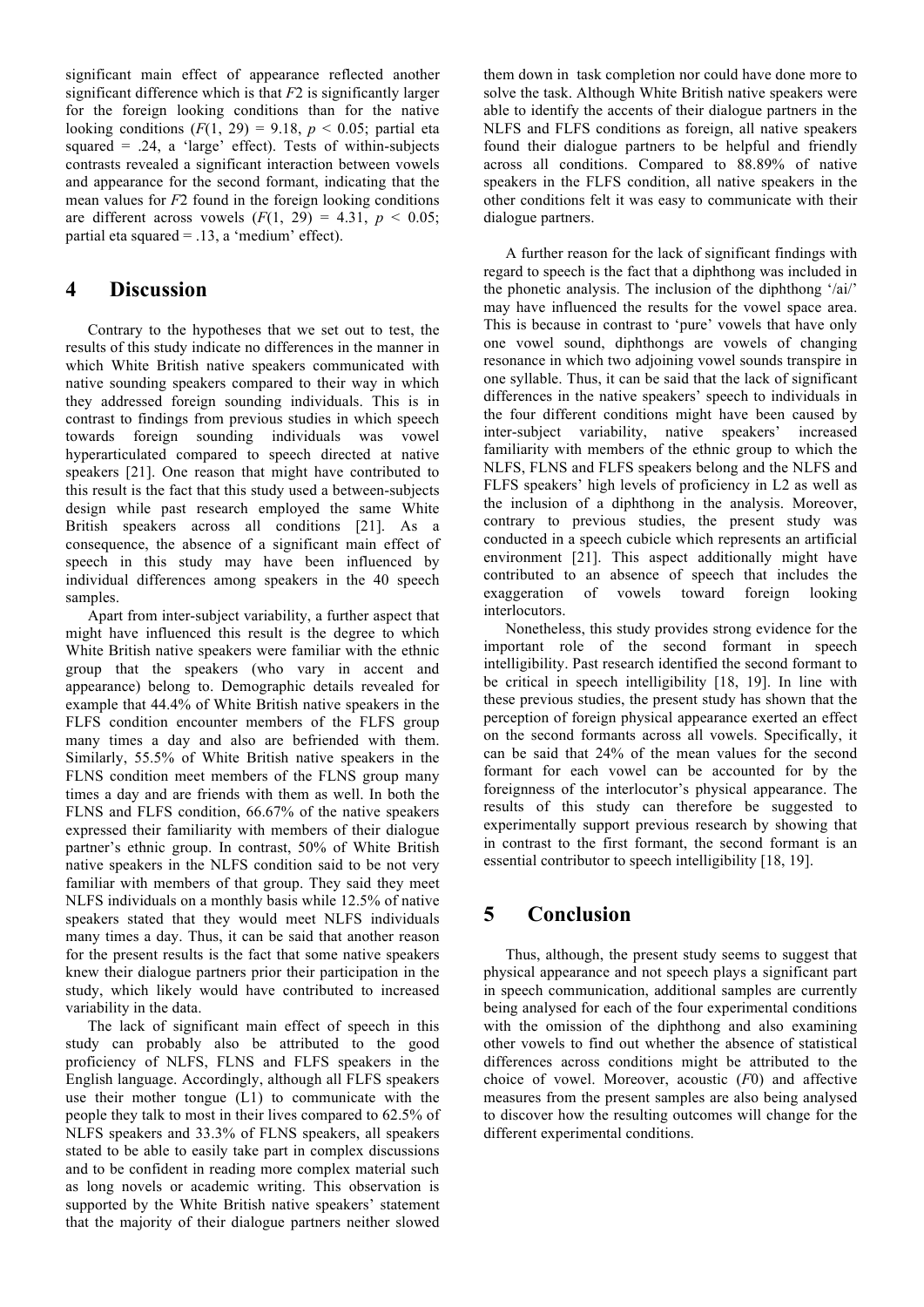significant main effect of appearance reflected another significant difference which is that $F2$ is significantly larger for the foreign looking conditions than for the native looking conditions ($F(1, 29) = 9.18$, $p < 0.05$; partial eta squared = .24, a 'large' effect). Tests of within-subjects contrasts revealed a significant interaction between vowels and appearance for the second formant, indicating that the mean values for $F2$ found in the foreign looking conditions are different across vowels ($F(1, 29) = 4.31$, $p < 0.05$; partial eta squared = .13, a 'medium' effect).

## 4 Discussion

Contrary to the hypotheses that we set out to test, the results of this study indicate no differences in the manner in which White British native speakers communicated with native sounding speakers compared to their way in which they addressed foreign sounding individuals. This is in contrast to findings from previous studies in which speech towards foreign sounding individuals was vowel hyperarticulated compared to speech directed at native speakers [21]. One reason that might have contributed to this result is the fact that this study used a between-subjects design while past research employed the same White British speakers across all conditions [21]. As a consequence, the absence of a significant main effect of speech in this study may have been influenced by individual differences among speakers in the 40 speech samples.

Apart from inter-subject variability, a further aspect that might have influenced this result is the degree to which White British native speakers were familiar with the ethnic group that the speakers (who vary in accent and appearance) belong to. Demographic details revealed for example that 44.4% of White British native speakers in the FLFS condition encounter members of the FLFS group many times a day and also are befriended with them. Similarly, 55.5% of White British native speakers in the FLNS condition meet members of the FLNS group many times a day and are friends with them as well. In both the FLNS and FLFS condition, 66.67% of the native speakers expressed their familiarity with members of their dialogue partner's ethnic group. In contrast, 50% of White British native speakers in the NLFS condition said to be not very familiar with members of that group. They said they meet NLFS individuals on a monthly basis while 12.5% of native speakers stated that they would meet NLFS individuals many times a day. Thus, it can be said that another reason for the present results is the fact that some native speakers knew their dialogue partners prior their participation in the study, which likely would have contributed to increased variability in the data.

The lack of significant main effect of speech in this study can probably also be attributed to the good proficiency of NLFS, FLNS and FLFS speakers in the English language. Accordingly, although all FLFS speakers use their mother tongue (L1) to communicate with the people they talk to most in their lives compared to 62.5% of NLFS speakers and 33.3% of FLNS speakers, all speakers stated to be able to easily take part in complex discussions and to be confident in reading more complex material such as long novels or academic writing. This observation is supported by the White British native speakers' statement that the majority of their dialogue partners neither slowed them down in task completion nor could have done more to solve the task. Although White British native speakers were able to identify the accents of their dialogue partners in the NLFS and FLFS conditions as foreign, all native speakers found their dialogue partners to be helpful and friendly across all conditions. Compared to 88.89% of native speakers in the FLFS condition, all native speakers in the other conditions felt it was easy to communicate with their dialogue partners.

A further reason for the lack of significant findings with regard to speech is the fact that a diphthong was included in the phonetic analysis. The inclusion of the diphthong '/ai/' may have influenced the results for the vowel space area. This is because in contrast to 'pure' vowels that have only one vowel sound, diphthongs are vowels of changing resonance in which two adjoining vowel sounds transpire in one syllable. Thus, it can be said that the lack of significant differences in the native speakers' speech to individuals in the four different conditions might have been caused by inter-subject variability, native speakers' increased familiarity with members of the ethnic group to which the NLFS, FLNS and FLFS speakers belong and the NLFS and FLFS speakers' high levels of proficiency in L2 as well as the inclusion of a diphthong in the analysis. Moreover, contrary to previous studies, the present study was conducted in a speech cubicle which represents an artificial environment [21]. This aspect additionally might have contributed to an absence of speech that includes the exaggeration of vowels toward foreign looking interlocutors.

Nonetheless, this study provides strong evidence for the important role of the second formant in speech intelligibility. Past research identified the second formant to be critical in speech intelligibility [18, 19]. In line with these previous studies, the present study has shown that the perception of foreign physical appearance exerted an effect on the second formants across all vowels. Specifically, it can be said that 24% of the mean values for the second formant for each vowel can be accounted for by the foreignness of the interlocutor's physical appearance. The results of this study can therefore be suggested to experimentally support previous research by showing that in contrast to the first formant, the second formant is an essential contributor to speech intelligibility [18, 19].

## 5 Conclusion

Thus, although, the present study seems to suggest that physical appearance and not speech plays a significant part in speech communication, additional samples are currently being analysed for each of the four experimental conditions with the omission of the diphthong and also examining other vowels to find out whether the absence of statistical differences across conditions might be attributed to the choice of vowel. Moreover, acoustic ($F0$) and affective measures from the present samples are also being analysed to discover how the resulting outcomes will change for the different experimental conditions.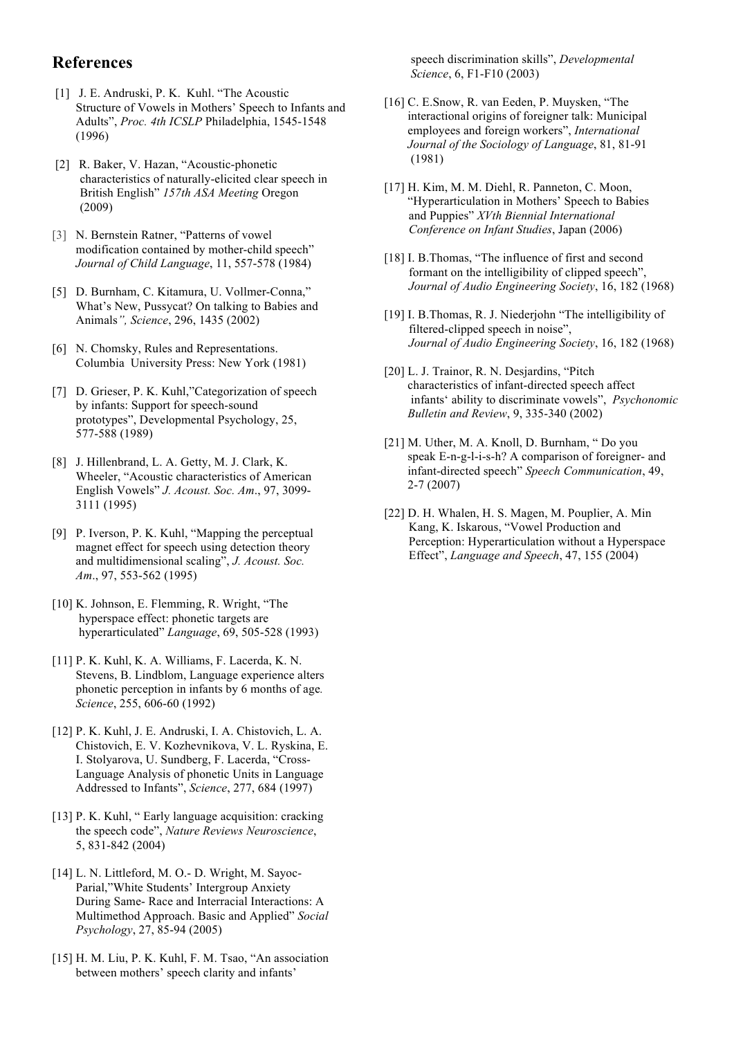## References

[1] J. E. Andruski, P. K. Kuhl. "The Acoustic Structure of Vowels in Mothers' Speech to Infants and Adults", *Proc. 4th ICSLP* Philadelphia, 1545-1548 (1996)

[2] R. Baker, V. Hazan, "Acoustic-phonetic characteristics of naturally-elicited clear speech in British English" *157th ASA Meeting* Oregon (2009)

[3] N. Bernstein Ratner, "Patterns of vowel modification contained by mother-child speech" *Journal of Child Language*, 11, 557-578 (1984)

[5] D. Burnham, C. Kitamura, U. Vollmer-Conna," What's New, Pussycat? On talking to Babies and Animals*", Science*, 296, 1435 (2002)

[6] N. Chomsky, Rules and Representations. Columbia University Press: New York (1981)

[7] D. Grieser, P. K. Kuhl,"Categorization of speech by infants: Support for speech-sound prototypes", Developmental Psychology, 25, 577-588 (1989)

[8] J. Hillenbrand, L. A. Getty, M. J. Clark, K. Wheeler, "Acoustic characteristics of American English Vowels" *J. Acoust. Soc. Am*., 97, 3099-3111 (1995)

[9] P. Iverson, P. K. Kuhl, "Mapping the perceptual magnet effect for speech using detection theory and multidimensional scaling", *J. Acoust. Soc. Am*., 97, 553-562 (1995)

[10] K. Johnson, E. Flemming, R. Wright, "The hyperspace effect: phonetic targets are hyperarticulated" *Language*, 69, 505-528 (1993)

[11] P. K. Kuhl, K. A. Williams, F. Lacerda, K. N. Stevens, B. Lindblom, Language experience alters phonetic perception in infants by 6 months of age*. Science*, 255, 606-60 (1992)

[12] P. K. Kuhl, J. E. Andruski, I. A. Chistovich, L. A. Chistovich, E. V. Kozhevnikova, V. L. Ryskina, E. I. Stolyarova, U. Sundberg, F. Lacerda, "Cross-Language Analysis of phonetic Units in Language Addressed to Infants", *Science*, 277, 684 (1997)

[13] P. K. Kuhl, " Early language acquisition: cracking the speech code", *Nature Reviews Neuroscience*, 5, 831-842 (2004)

[14] L. N. Littleford, M. O.- D. Wright, M. Sayoc-Parial,"White Students' Intergroup Anxiety During Same- Race and Interracial Interactions: A Multimethod Approach. Basic and Applied" *Social Psychology*, 27, 85-94 (2005)

[15] H. M. Liu, P. K. Kuhl, F. M. Tsao, "An association between mothers' speech clarity and infants' speech discrimination skills", *Developmental Science*, 6, F1-F10 (2003)

[16] C. E.Snow, R. van Eeden, P. Muysken, "The interactional origins of foreigner talk: Municipal employees and foreign workers", *International Journal of the Sociology of Language*, 81, 81-91 (1981)

[17] H. Kim, M. M. Diehl, R. Panneton, C. Moon, "Hyperarticulation in Mothers' Speech to Babies and Puppies" *XVth Biennial International Conference on Infant Studies*, Japan (2006)

[18] I. B.Thomas, "The influence of first and second formant on the intelligibility of clipped speech", *Journal of Audio Engineering Society*, 16, 182 (1968)

[19] I. B.Thomas, R. J. Niederjohn "The intelligibility of filtered-clipped speech in noise", *Journal of Audio Engineering Society*, 16, 182 (1968)

[20] L. J. Trainor, R. N. Desjardins, "Pitch characteristics of infant-directed speech affect infants' ability to discriminate vowels", *Psychonomic Bulletin and Review*, 9, 335-340 (2002)

[21] M. Uther, M. A. Knoll, D. Burnham, " Do you speak E-n-g-l-i-s-h? A comparison of foreigner- and infant-directed speech" *Speech Communication*, 49, 2-7 (2007)

[22] D. H. Whalen, H. S. Magen, M. Pouplier, A. Min Kang, K. Iskarous, "Vowel Production and Perception: Hyperarticulation without a Hyperspace Effect", *Language and Speech*, 47, 155 (2004)